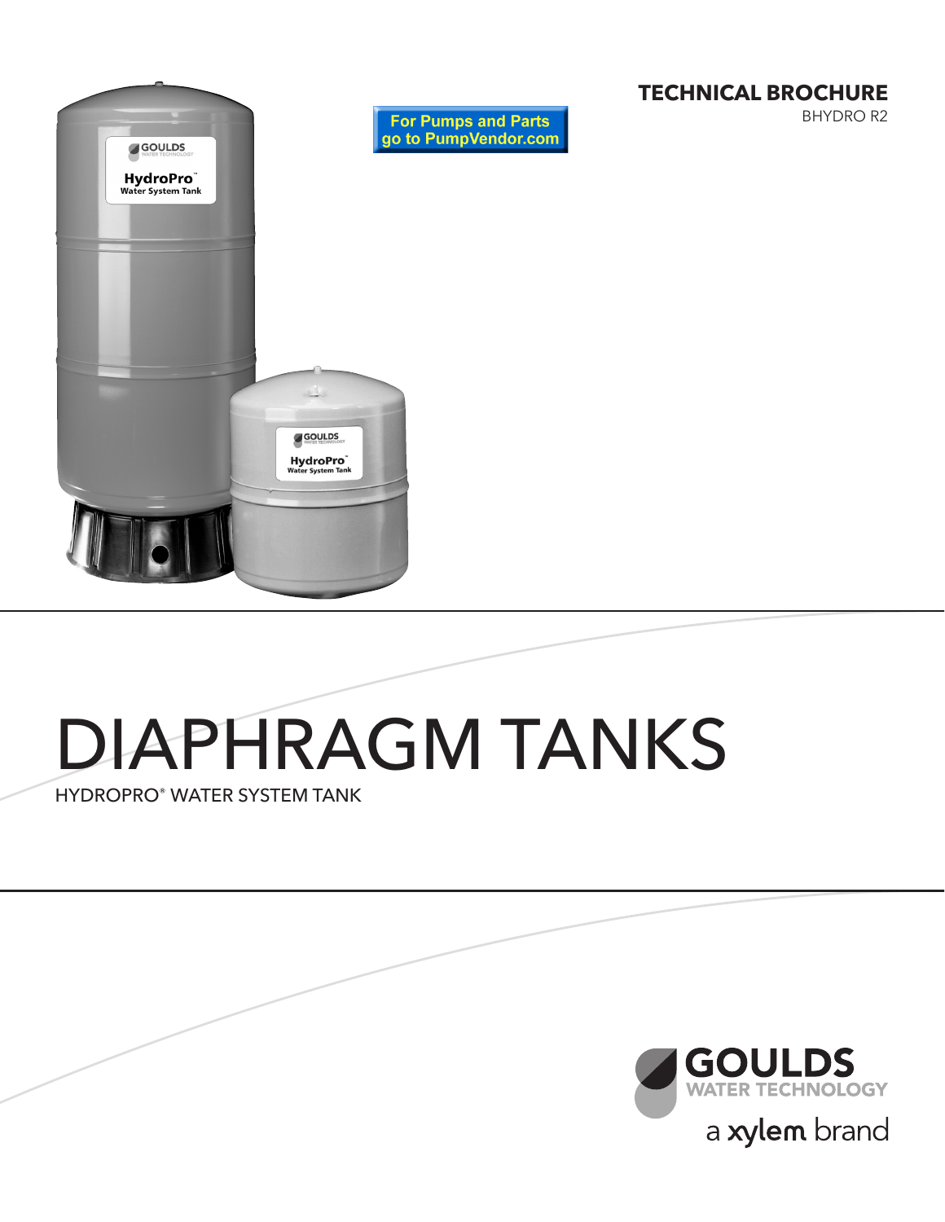**TECHNICAL BROCHURE**

BHYDRO R2

For Pumps and Parts go to PumpVendor.com

# DIAPHRAGM TANKS

HYDROPRO® WATER SYSTEM TANK

GOULDS WATER TECHNOLOGY

a xylem brand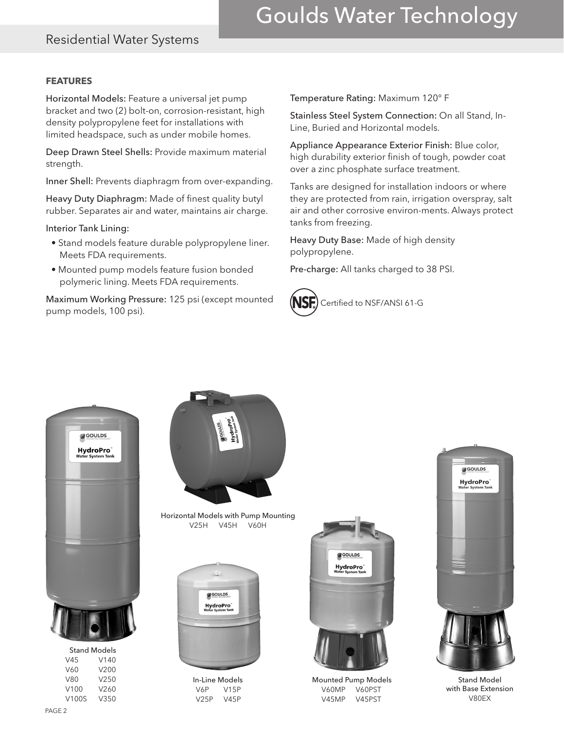## FEATURES

**Horizontal Models:** Feature a universal jet pump bracket and two (2) bolt-on, corrosion-resistant, high density polypropylene feet for installations with limited headspace, such as under mobile homes.

**Deep Drawn Steel Shells:** Provide maximum material strength.

**Inner Shell:** Prevents diaphragm from over-expanding.

**Heavy Duty Diaphragm:** Made of finest quality butyl rubber. Separates air and water, maintains air charge.

**Interior Tank Lining:**

- Stand models feature durable polypropylene liner. Meets FDA requirements.
- Mounted pump models feature fusion bonded polymeric lining. Meets FDA requirements.

**Maximum Working Pressure:** 125 psi (except mounted pump models, 100 psi).

**Temperature Rating:** Maximum 120° F

**Stainless Steel System Connection:** On all Stand, In-Line, Buried and Horizontal models.

**Appliance Appearance Exterior Finish:** Blue color, high durability exterior finish of tough, powder coat over a zinc phosphate surface treatment.

Tanks are designed for installation indoors or where they are protected from rain, irrigation overspray, salt air and other corrosive environ-ments. Always protect tanks from freezing.

**Heavy Duty Base:** Made of high density polypropylene.

**Pre-charge:** All tanks charged to 38 PSI.

NSF Certified to NSF/ANSI 61-G

Stand Models
V45 V140
V60 V200
V80 V250
V100 V260
V100S V350

Horizontal Models with Pump Mounting
V25H V45H V60H

In-Line Models
V6P V15P
V25P V45P

Mounted Pump Models
V60MP V60PST
V45MP V45PST

Stand Model with Base Extension
V80EX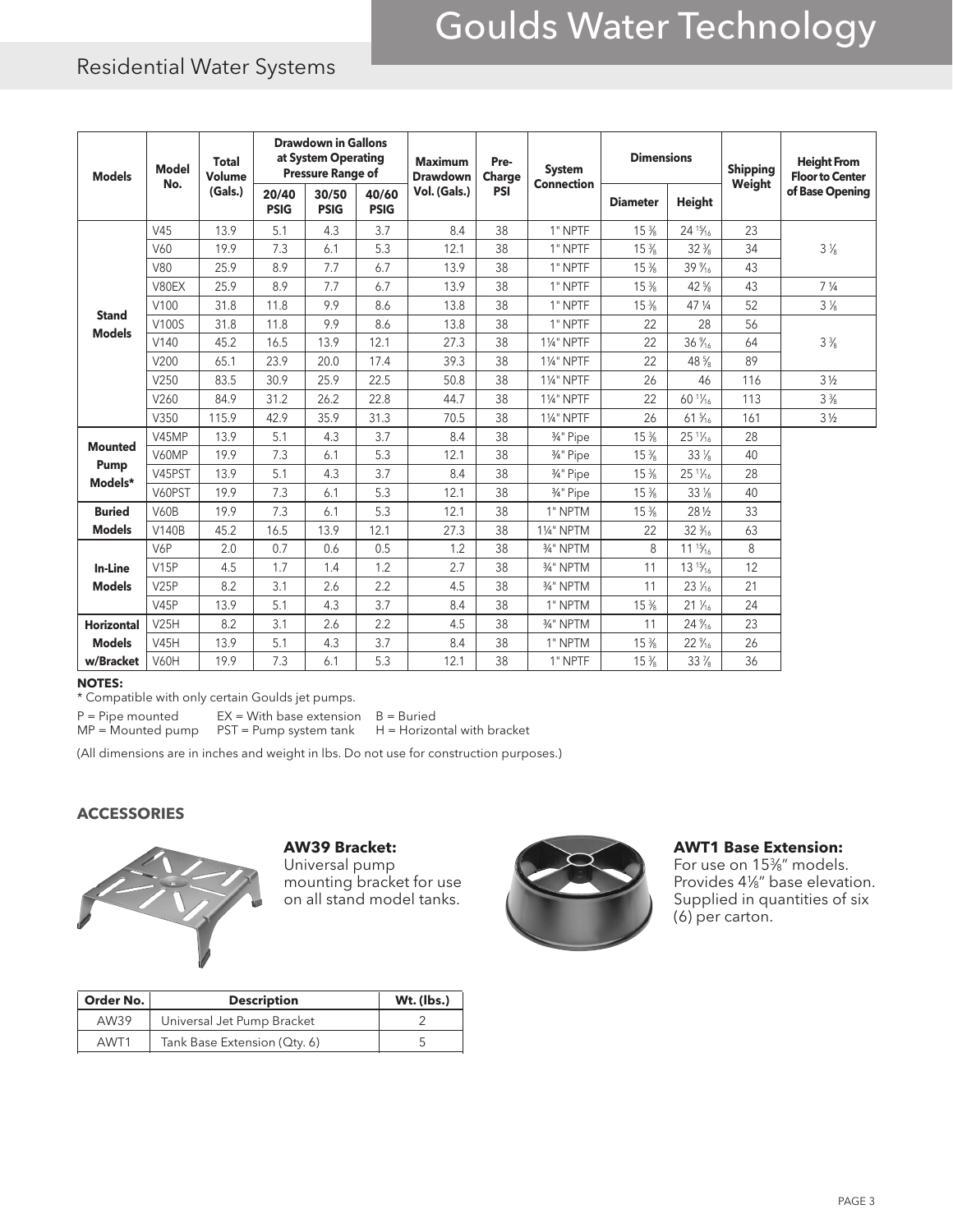## Residential Water Systems

| Models | Model No. | Total Volume (Gals.) | Drawdown in Gallons at System Operating Pressure Range of | | | Maximum Drawdown Vol. (Gals.) | Pre-Charge PSI | System Connection | Dimensions | | Shipping Weight | Height From Floor to Center of Base Opening |
|---|---|---|---|---|---|---|---|---|---|---|---|---|
| | | | 20/40 PSIG | 30/50 PSIG | 40/60 PSIG | | | | Diameter | Height | | |
| Stand Models | V45 | 13.9 | 5.1 | 4.3 | 3.7 | 8.4 | 38 | 1" NPTF | 15⅜ | 24 15⁄16 | 23 | 3⅛ |
| | V60 | 19.9 | 7.3 | 6.1 | 5.3 | 12.1 | 38 | 1" NPTF | 15⅜ | 32⅜ | 34 | |
| | V80 | 25.9 | 8.9 | 7.7 | 6.7 | 13.9 | 38 | 1" NPTF | 15⅜ | 39 9⁄16 | 43 | |
| | V80EX | 25.9 | 8.9 | 7.7 | 6.7 | 13.9 | 38 | 1" NPTF | 15⅜ | 42⅝ | 43 | 7¼ |
| | V100 | 31.8 | 11.8 | 9.9 | 8.6 | 13.8 | 38 | 1" NPTF | 15⅜ | 47¼ | 52 | 3⅛ |
| | V100S | 31.8 | 11.8 | 9.9 | 8.6 | 13.8 | 38 | 1" NPTF | 22 | 28 | 56 | 3⅜ |
| | V140 | 45.2 | 16.5 | 13.9 | 12.1 | 27.3 | 38 | 1¼" NPTF | 22 | 36 3⁄16 | 64 | |
| | V200 | 65.1 | 23.9 | 20.0 | 17.4 | 39.3 | 38 | 1¼" NPTF | 22 | 48⅝ | 89 | |
| | V250 | 83.5 | 30.9 | 25.9 | 22.5 | 50.8 | 38 | 1¼" NPTF | 26 | 46 | 116 | 3½ |
| | V260 | 84.9 | 31.2 | 26.2 | 22.8 | 44.7 | 38 | 1¼" NPTF | 22 | 60 11⁄16 | 113 | 3⅜ |
| | V350 | 115.9 | 42.9 | 35.9 | 31.3 | 70.5 | 38 | 1¼" NPTF | 26 | 61 5⁄16 | 161 | 3½ |
| Mounted Pump Models* | V45MP | 13.9 | 5.1 | 4.3 | 3.7 | 8.4 | 38 | ¾" Pipe | 15⅜ | 25 11⁄16 | 28 | |
| | V60MP | 19.9 | 7.3 | 6.1 | 5.3 | 12.1 | 38 | ¾" Pipe | 15⅜ | 33⅛ | 40 | |
| | V45PST | 13.9 | 5.1 | 4.3 | 3.7 | 8.4 | 38 | ¾" Pipe | 15⅜ | 25 11⁄16 | 28 | |
| | V60PST | 19.9 | 7.3 | 6.1 | 5.3 | 12.1 | 38 | ¾" Pipe | 15⅜ | 33⅛ | 40 | |
| Buried Models | V60B | 19.9 | 7.3 | 6.1 | 5.3 | 12.1 | 38 | 1" NPTM | 15⅜ | 28½ | 33 | |
| | V140B | 45.2 | 16.5 | 13.9 | 12.1 | 27.3 | 38 | 1¼" NPTM | 22 | 32 3⁄16 | 63 | |
| In-Line Models | V6P | 2.0 | 0.7 | 0.6 | 0.5 | 1.2 | 38 | ¾" NPTM | 8 | 11 15⁄16 | 8 | |
| | V15P | 4.5 | 1.7 | 1.4 | 1.2 | 2.7 | 38 | ¾" NPTM | 11 | 13 15⁄16 | 12 | |
| | V25P | 8.2 | 3.1 | 2.6 | 2.2 | 4.5 | 38 | ¾" NPTM | 11 | 23 1⁄16 | 21 | |
| | V45P | 13.9 | 5.1 | 4.3 | 3.7 | 8.4 | 38 | 1" NPTM | 15⅜ | 21 1⁄16 | 24 | |
| Horizontal Models w/Bracket | V25H | 8.2 | 3.1 | 2.6 | 2.2 | 4.5 | 38 | ¾" NPTM | 11 | 24 9⁄16 | 23 | |
| | V45H | 13.9 | 5.1 | 4.3 | 3.7 | 8.4 | 38 | 1" NPTM | 15⅜ | 22 9⁄16 | 26 | |
| | V60H | 19.9 | 7.3 | 6.1 | 5.3 | 12.1 | 38 | 1" NPTF | 15⅜ | 33⅞ | 36 | |

**NOTES:**

\* Compatible with only certain Goulds jet pumps.

P = Pipe mounted EX = With base extension B = Buried
MP = Mounted pump PST = Pump system tank H = Horizontal with bracket

(All dimensions are in inches and weight in lbs. Do not use for construction purposes.)

### ACCESSORIES

**AW39 Bracket:**
Universal pump mounting bracket for use on all stand model tanks.

**AWT1 Base Extension:**
For use on 15⅜" models. Provides 4⅛" base elevation. Supplied in quantities of six (6) per carton.

| Order No. | Description | Wt. (lbs.) |
|---|---|---|
| AW39 | Universal Jet Pump Bracket | 2 |
| AWT1 | Tank Base Extension (Qty. 6) | 5 |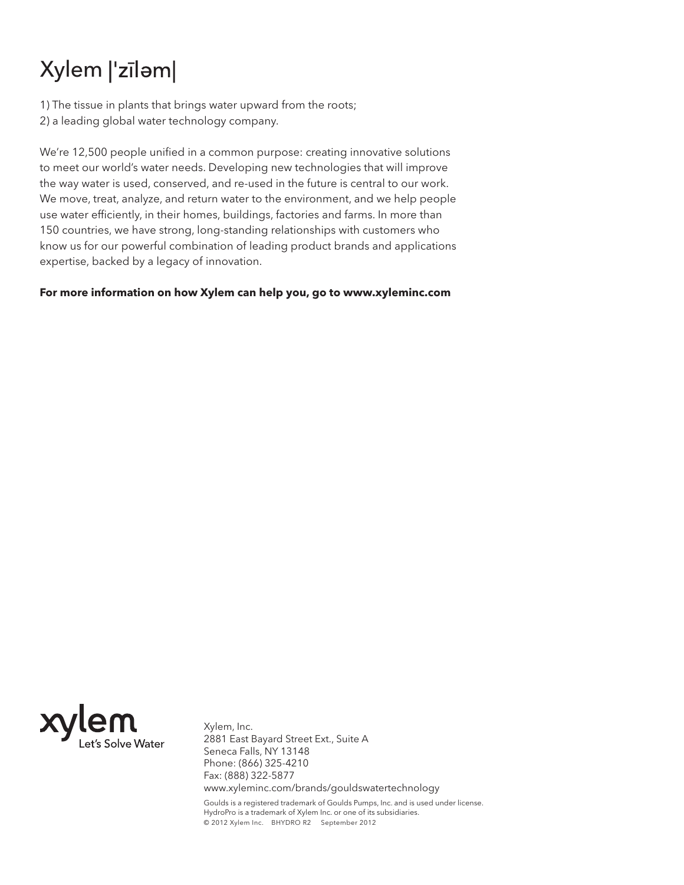# Xylem |'zīləm|

1) The tissue in plants that brings water upward from the roots;
2) a leading global water technology company.

We're 12,500 people unified in a common purpose: creating innovative solutions to meet our world's water needs. Developing new technologies that will improve the way water is used, conserved, and re-used in the future is central to our work. We move, treat, analyze, and return water to the environment, and we help people use water efficiently, in their homes, buildings, factories and farms. In more than 150 countries, we have strong, long-standing relationships with customers who know us for our powerful combination of leading product brands and applications expertise, backed by a legacy of innovation.

**For more information on how Xylem can help you, go to www.xyleminc.com**

xylem
Let's Solve Water

Xylem, Inc.
2881 East Bayard Street Ext., Suite A
Seneca Falls, NY 13148
Phone: (866) 325-4210
Fax: (888) 322-5877
www.xyleminc.com/brands/gouldswatertechnology

Goulds is a registered trademark of Goulds Pumps, Inc. and is used under license.
HydroPro is a trademark of Xylem Inc. or one of its subsidiaries.
© 2012 Xylem Inc. BHYDRO R2 September 2012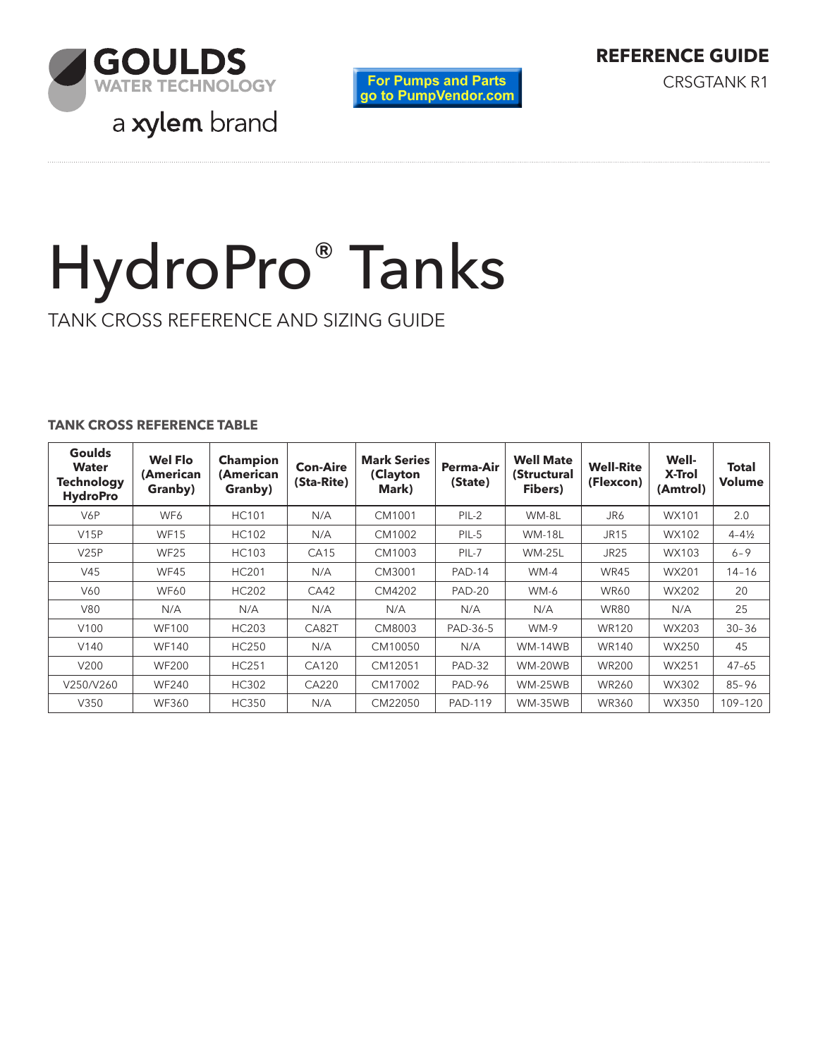GOULDS WATER TECHNOLOGY

a xylem brand

For Pumps and Parts go to PumpVendor.com

**REFERENCE GUIDE**

CRSGTANK R1

# HydroPro® Tanks

TANK CROSS REFERENCE AND SIZING GUIDE

### TANK CROSS REFERENCE TABLE

| Goulds Water Technology HydroPro | Wel Flo (American Granby) | Champion (American Granby) | Con-Aire (Sta-Rite) | Mark Series (Clayton Mark) | Perma-Air (State) | Well Mate (Structural Fibers) | Well-Rite (Flexcon) | Well-X-Trol (Amtrol) | Total Volume |
|---|---|---|---|---|---|---|---|---|---|
| V6P | WF6 | HC101 | N/A | CM1001 | PIL-2 | WM-8L | JR6 | WX101 | 2.0 |
| V15P | WF15 | HC102 | N/A | CM1002 | PIL-5 | WM-18L | JR15 | WX102 | 4–4½ |
| V25P | WF25 | HC103 | CA15 | CM1003 | PIL-7 | WM-25L | JR25 | WX103 | 6–9 |
| V45 | WF45 | HC201 | N/A | CM3001 | PAD-14 | WM-4 | WR45 | WX201 | 14–16 |
| V60 | WF60 | HC202 | CA42 | CM4202 | PAD-20 | WM-6 | WR60 | WX202 | 20 |
| V80 | N/A | N/A | N/A | N/A | N/A | N/A | WR80 | N/A | 25 |
| V100 | WF100 | HC203 | CA82T | CM8003 | PAD-36-5 | WM-9 | WR120 | WX203 | 30–36 |
| V140 | WF140 | HC250 | N/A | CM10050 | N/A | WM-14WB | WR140 | WX250 | 45 |
| V200 | WF200 | HC251 | CA120 | CM12051 | PAD-32 | WM-20WB | WR200 | WX251 | 47–65 |
| V250/V260 | WF240 | HC302 | CA220 | CM17002 | PAD-96 | WM-25WB | WR260 | WX302 | 85–96 |
| V350 | WF360 | HC350 | N/A | CM22050 | PAD-119 | WM-35WB | WR360 | WX350 | 109–120 |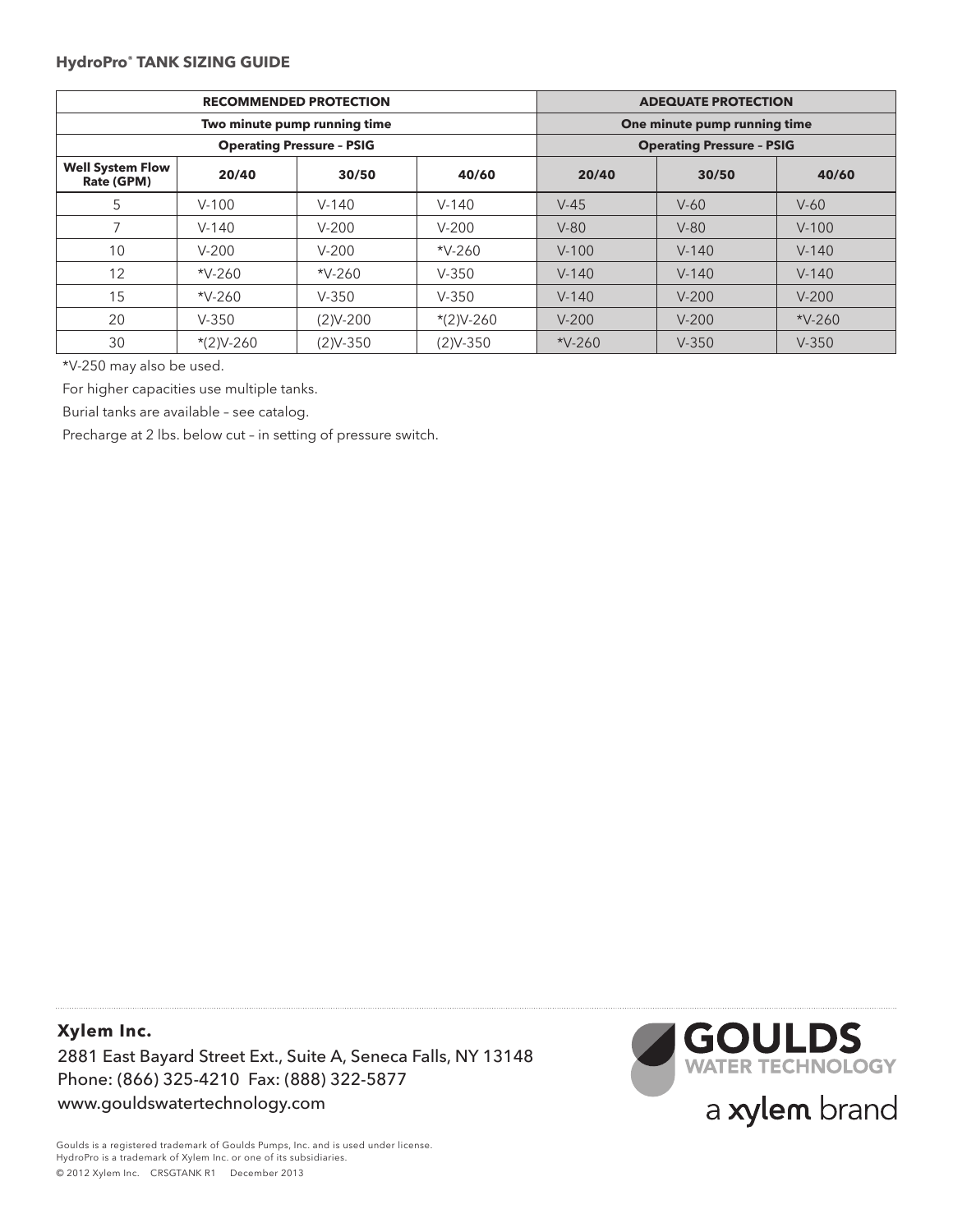### HydroPro® TANK SIZING GUIDE

| RECOMMENDED PROTECTION | | | | ADEQUATE PROTECTION | | |
|---|---|---|---|---|---|---|
| Two minute pump running time | | | | One minute pump running time | | |
| Operating Pressure – PSIG | | | | Operating Pressure – PSIG | | |
| **Well System Flow Rate (GPM)** | **20/40** | **30/50** | **40/60** | **20/40** | **30/50** | **40/60** |
| 5 | V-100 | V-140 | V-140 | V-45 | V-60 | V-60 |
| 7 | V-140 | V-200 | V-200 | V-80 | V-80 | V-100 |
| 10 | V-200 | V-200 | *V-260 | V-100 | V-140 | V-140 |
| 12 | *V-260 | *V-260 | V-350 | V-140 | V-140 | V-140 |
| 15 | *V-260 | V-350 | V-350 | V-140 | V-200 | V-200 |
| 20 | V-350 | (2)V-200 | *(2)V-260 | V-200 | V-200 | *V-260 |
| 30 | *(2)V-260 | (2)V-350 | (2)V-350 | *V-260 | V-350 | V-350 |

*V-250 may also be used.

For higher capacities use multiple tanks.

Burial tanks are available – see catalog.

Precharge at 2 lbs. below cut – in setting of pressure switch.

**Xylem Inc.**

2881 East Bayard Street Ext., Suite A, Seneca Falls, NY 13148

Phone: (866) 325-4210 Fax: (888) 322-5877

www.gouldswatertechnology.com

GOULDS WATER TECHNOLOGY

a xylem brand

Goulds is a registered trademark of Goulds Pumps, Inc. and is used under license.

HydroPro is a trademark of Xylem Inc. or one of its subsidiaries.

© 2012 Xylem Inc. CRSGTANK R1 December 2013